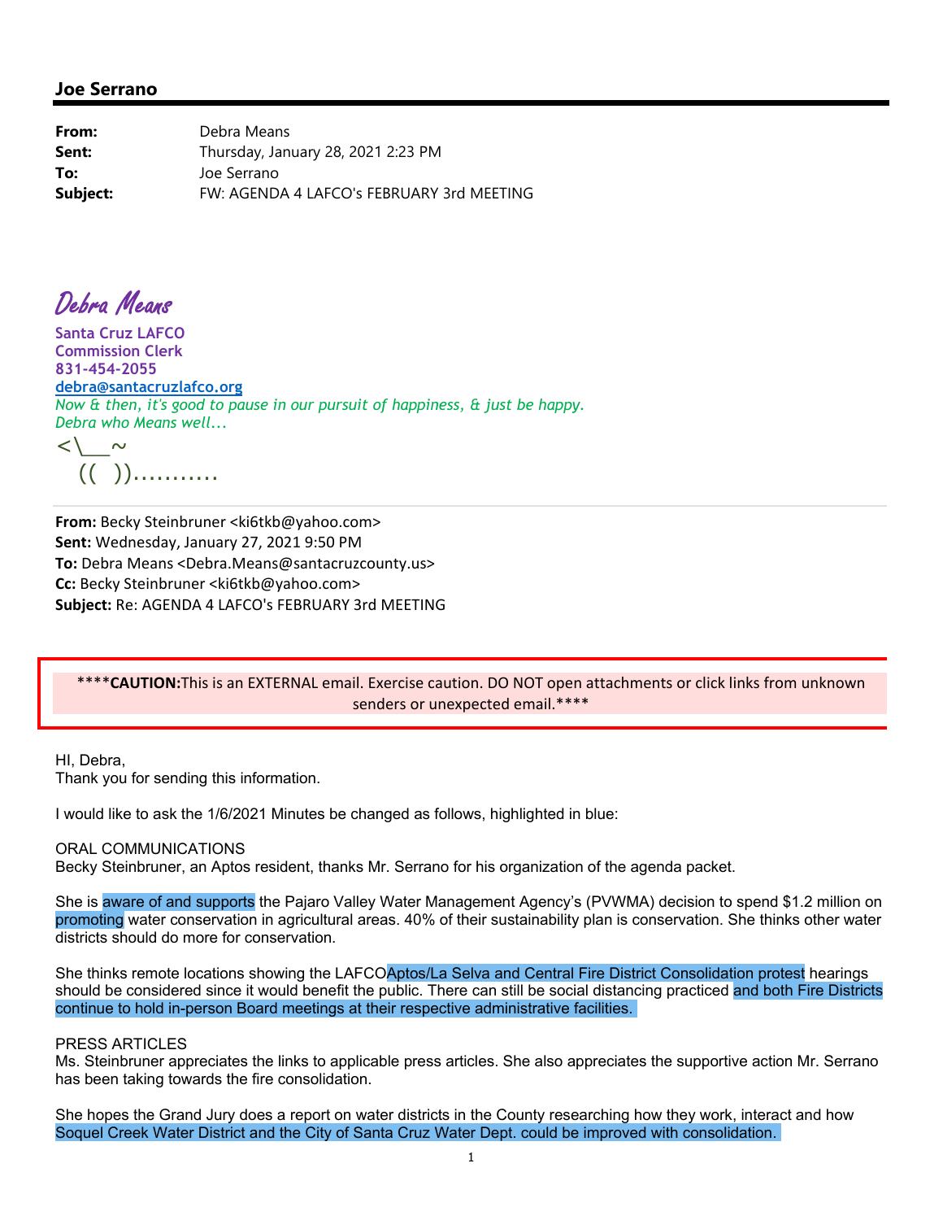## Joe Serrano

**From:** Debra Means
**Sent:** Thursday, January 28, 2021 2:23 PM
**To:** Joe Serrano
**Subject:** FW: AGENDA 4 LAFCO's FEBRUARY 3rd MEETING

*Debra Means*

**Santa Cruz LAFCO**
**Commission Clerk**
**831-454-2055**
**debra@santacruzlafco.org**
*Now & then, it's good to pause in our pursuit of happiness, & just be happy.*
*Debra who Means well…*

<\\__~
 ((  ))……….

---

**From:** Becky Steinbruner <ki6tkb@yahoo.com>
**Sent:** Wednesday, January 27, 2021 9:50 PM
**To:** Debra Means <Debra.Means@santacruzcounty.us>
**Cc:** Becky Steinbruner <ki6tkb@yahoo.com>
**Subject:** Re: AGENDA 4 LAFCO's FEBRUARY 3rd MEETING

****CAUTION:This is an EXTERNAL email. Exercise caution. DO NOT open attachments or click links from unknown senders or unexpected email.****

HI, Debra,
Thank you for sending this information.

I would like to ask the 1/6/2021 Minutes be changed as follows, highlighted in blue:

ORAL COMMUNICATIONS
Becky Steinbruner, an Aptos resident, thanks Mr. Serrano for his organization of the agenda packet.

She is aware of and supports the Pajaro Valley Water Management Agency's (PVWMA) decision to spend $1.2 million on promoting water conservation in agricultural areas. 40% of their sustainability plan is conservation. She thinks other water districts should do more for conservation.

She thinks remote locations showing the LAFCOAptos/La Selva and Central Fire District Consolidation protest hearings should be considered since it would benefit the public. There can still be social distancing practiced and both Fire Districts continue to hold in-person Board meetings at their respective administrative facilities.

PRESS ARTICLES
Ms. Steinbruner appreciates the links to applicable press articles. She also appreciates the supportive action Mr. Serrano has been taking towards the fire consolidation.

She hopes the Grand Jury does a report on water districts in the County researching how they work, interact and how Soquel Creek Water District and the City of Santa Cruz Water Dept. could be improved with consolidation.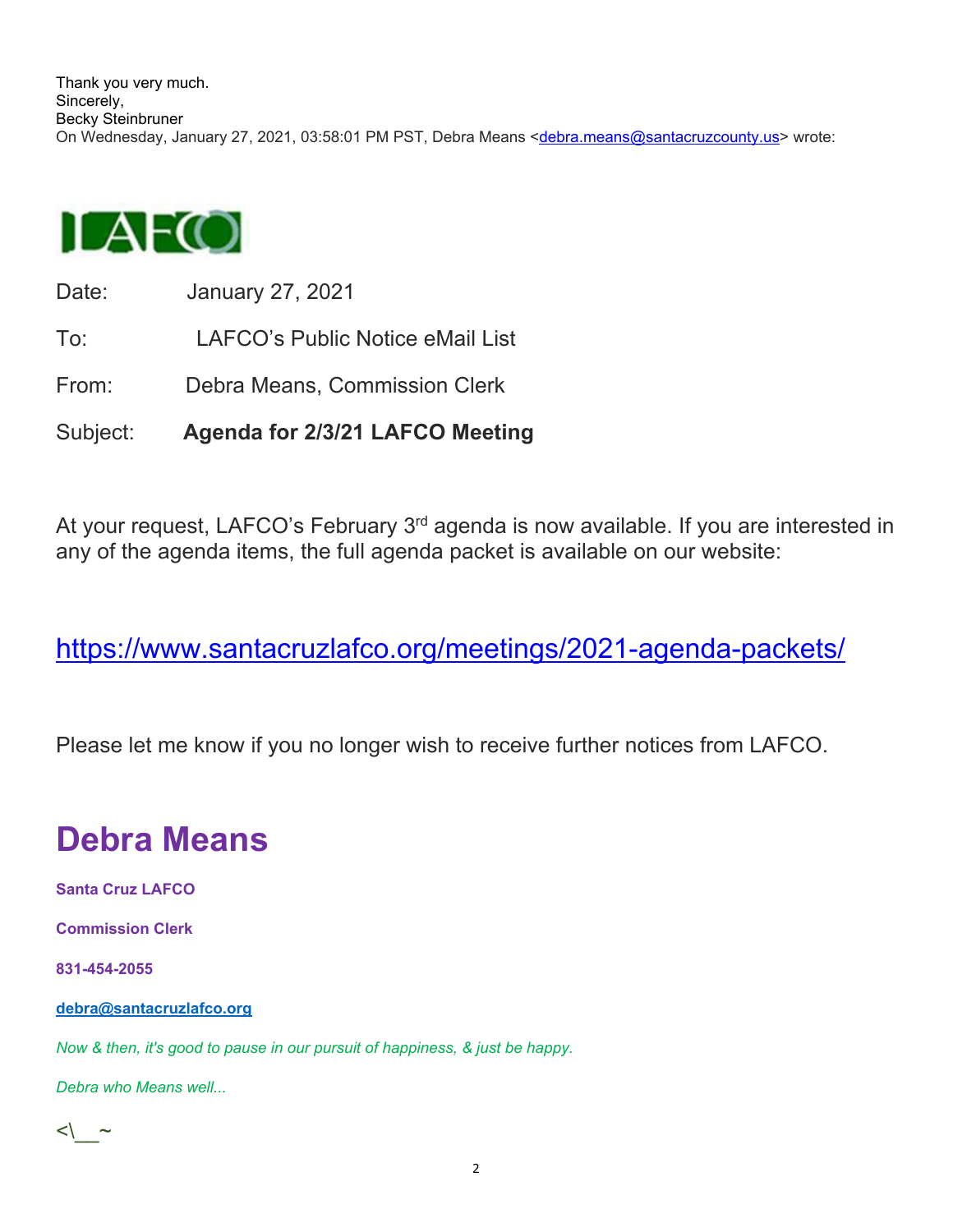Thank you very much.
Sincerely,
Becky Steinbruner
On Wednesday, January 27, 2021, 03:58:01 PM PST, Debra Means <debra.means@santacruzcounty.us> wrote:

LAFCO

Date: January 27, 2021

To: LAFCO's Public Notice eMail List

From: Debra Means, Commission Clerk

Subject: **Agenda for 2/3/21 LAFCO Meeting**

At your request, LAFCO's February 3rd agenda is now available. If you are interested in any of the agenda items, the full agenda packet is available on our website:

https://www.santacruzlafco.org/meetings/2021-agenda-packets/

Please let me know if you no longer wish to receive further notices from LAFCO.

**Debra Means**

**Santa Cruz LAFCO**

**Commission Clerk**

**831-454-2055**

**debra@santacruzlafco.org**

*Now & then, it's good to pause in our pursuit of happiness, & just be happy.*

*Debra who Means well...*

<\__~